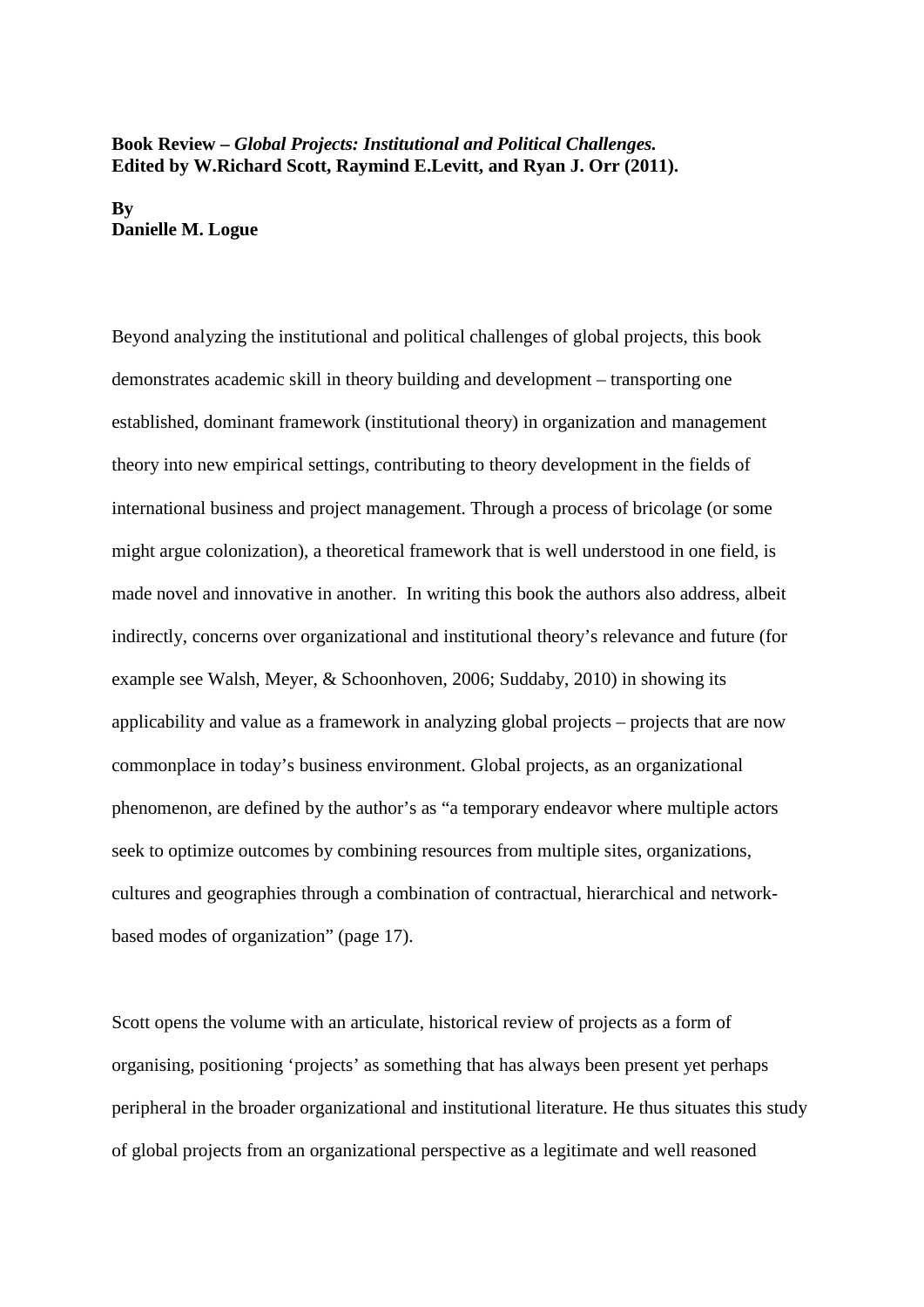**Book Review –** ***Global Projects: Institutional and Political Challenges.*** **Edited by W.Richard Scott, Raymind E.Levitt, and Ryan J. Orr (2011).**

**By**
**Danielle M. Logue**

Beyond analyzing the institutional and political challenges of global projects, this book demonstrates academic skill in theory building and development – transporting one established, dominant framework (institutional theory) in organization and management theory into new empirical settings, contributing to theory development in the fields of international business and project management. Through a process of bricolage (or some might argue colonization), a theoretical framework that is well understood in one field, is made novel and innovative in another. In writing this book the authors also address, albeit indirectly, concerns over organizational and institutional theory's relevance and future (for example see Walsh, Meyer, & Schoonhoven, 2006; Suddaby, 2010) in showing its applicability and value as a framework in analyzing global projects – projects that are now commonplace in today's business environment. Global projects, as an organizational phenomenon, are defined by the author's as "a temporary endeavor where multiple actors seek to optimize outcomes by combining resources from multiple sites, organizations, cultures and geographies through a combination of contractual, hierarchical and network-based modes of organization" (page 17).

Scott opens the volume with an articulate, historical review of projects as a form of organising, positioning 'projects' as something that has always been present yet perhaps peripheral in the broader organizational and institutional literature. He thus situates this study of global projects from an organizational perspective as a legitimate and well reasoned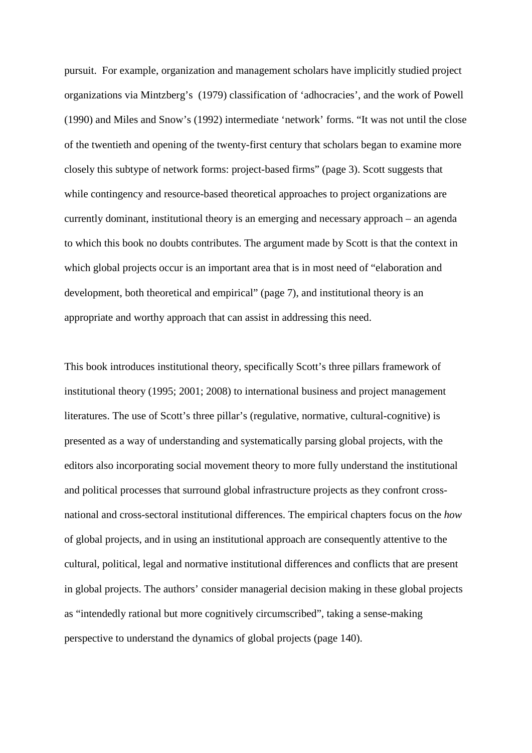pursuit. For example, organization and management scholars have implicitly studied project organizations via Mintzberg's (1979) classification of 'adhocracies', and the work of Powell (1990) and Miles and Snow's (1992) intermediate 'network' forms. "It was not until the close of the twentieth and opening of the twenty-first century that scholars began to examine more closely this subtype of network forms: project-based firms" (page 3). Scott suggests that while contingency and resource-based theoretical approaches to project organizations are currently dominant, institutional theory is an emerging and necessary approach – an agenda to which this book no doubts contributes. The argument made by Scott is that the context in which global projects occur is an important area that is in most need of "elaboration and development, both theoretical and empirical" (page 7), and institutional theory is an appropriate and worthy approach that can assist in addressing this need.

This book introduces institutional theory, specifically Scott's three pillars framework of institutional theory (1995; 2001; 2008) to international business and project management literatures. The use of Scott's three pillar's (regulative, normative, cultural-cognitive) is presented as a way of understanding and systematically parsing global projects, with the editors also incorporating social movement theory to more fully understand the institutional and political processes that surround global infrastructure projects as they confront cross-national and cross-sectoral institutional differences. The empirical chapters focus on the *how* of global projects, and in using an institutional approach are consequently attentive to the cultural, political, legal and normative institutional differences and conflicts that are present in global projects. The authors' consider managerial decision making in these global projects as "intendedly rational but more cognitively circumscribed", taking a sense-making perspective to understand the dynamics of global projects (page 140).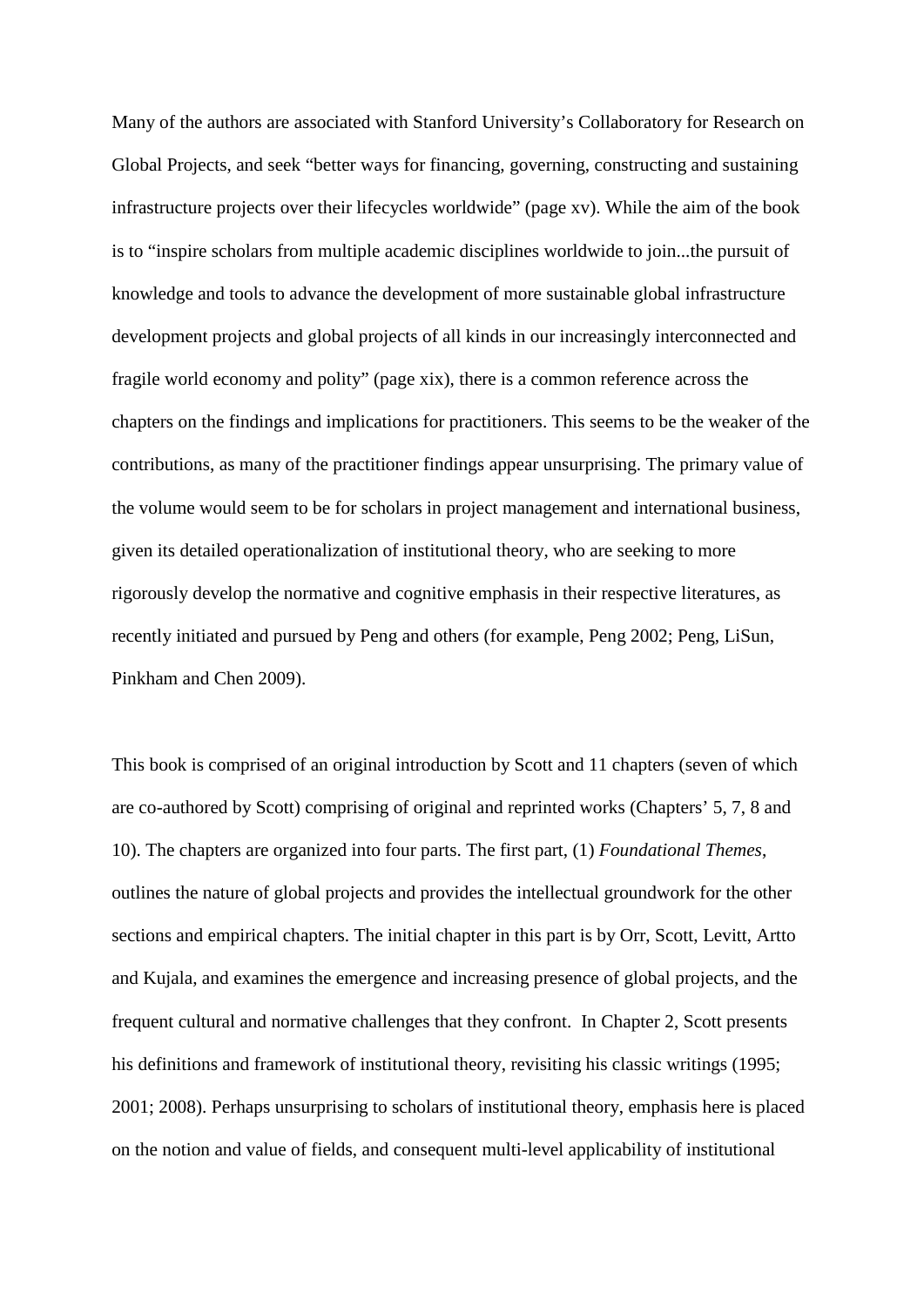Many of the authors are associated with Stanford University's Collaboratory for Research on Global Projects, and seek "better ways for financing, governing, constructing and sustaining infrastructure projects over their lifecycles worldwide" (page xv). While the aim of the book is to "inspire scholars from multiple academic disciplines worldwide to join...the pursuit of knowledge and tools to advance the development of more sustainable global infrastructure development projects and global projects of all kinds in our increasingly interconnected and fragile world economy and polity" (page xix), there is a common reference across the chapters on the findings and implications for practitioners. This seems to be the weaker of the contributions, as many of the practitioner findings appear unsurprising. The primary value of the volume would seem to be for scholars in project management and international business, given its detailed operationalization of institutional theory, who are seeking to more rigorously develop the normative and cognitive emphasis in their respective literatures, as recently initiated and pursued by Peng and others (for example, Peng 2002; Peng, LiSun, Pinkham and Chen 2009).

This book is comprised of an original introduction by Scott and 11 chapters (seven of which are co-authored by Scott) comprising of original and reprinted works (Chapters' 5, 7, 8 and 10). The chapters are organized into four parts. The first part, (1) *Foundational Themes*, outlines the nature of global projects and provides the intellectual groundwork for the other sections and empirical chapters. The initial chapter in this part is by Orr, Scott, Levitt, Artto and Kujala, and examines the emergence and increasing presence of global projects, and the frequent cultural and normative challenges that they confront. In Chapter 2, Scott presents his definitions and framework of institutional theory, revisiting his classic writings (1995; 2001; 2008). Perhaps unsurprising to scholars of institutional theory, emphasis here is placed on the notion and value of fields, and consequent multi-level applicability of institutional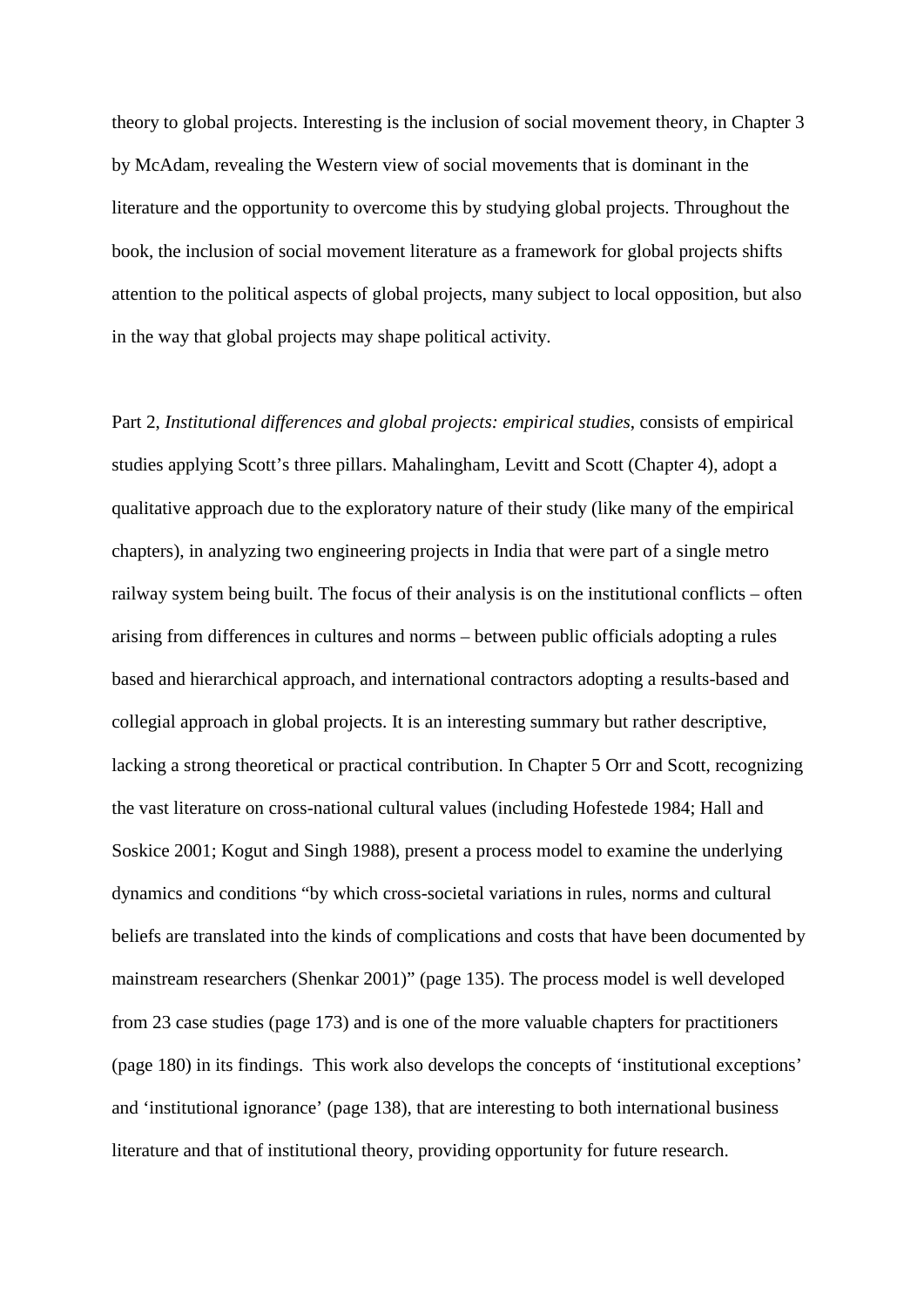theory to global projects. Interesting is the inclusion of social movement theory, in Chapter 3 by McAdam, revealing the Western view of social movements that is dominant in the literature and the opportunity to overcome this by studying global projects. Throughout the book, the inclusion of social movement literature as a framework for global projects shifts attention to the political aspects of global projects, many subject to local opposition, but also in the way that global projects may shape political activity.

Part 2, *Institutional differences and global projects: empirical studies*, consists of empirical studies applying Scott's three pillars. Mahalingham, Levitt and Scott (Chapter 4), adopt a qualitative approach due to the exploratory nature of their study (like many of the empirical chapters), in analyzing two engineering projects in India that were part of a single metro railway system being built. The focus of their analysis is on the institutional conflicts – often arising from differences in cultures and norms – between public officials adopting a rules based and hierarchical approach, and international contractors adopting a results-based and collegial approach in global projects. It is an interesting summary but rather descriptive, lacking a strong theoretical or practical contribution. In Chapter 5 Orr and Scott, recognizing the vast literature on cross-national cultural values (including Hofestede 1984; Hall and Soskice 2001; Kogut and Singh 1988), present a process model to examine the underlying dynamics and conditions "by which cross-societal variations in rules, norms and cultural beliefs are translated into the kinds of complications and costs that have been documented by mainstream researchers (Shenkar 2001)" (page 135). The process model is well developed from 23 case studies (page 173) and is one of the more valuable chapters for practitioners (page 180) in its findings. This work also develops the concepts of 'institutional exceptions' and 'institutional ignorance' (page 138), that are interesting to both international business literature and that of institutional theory, providing opportunity for future research.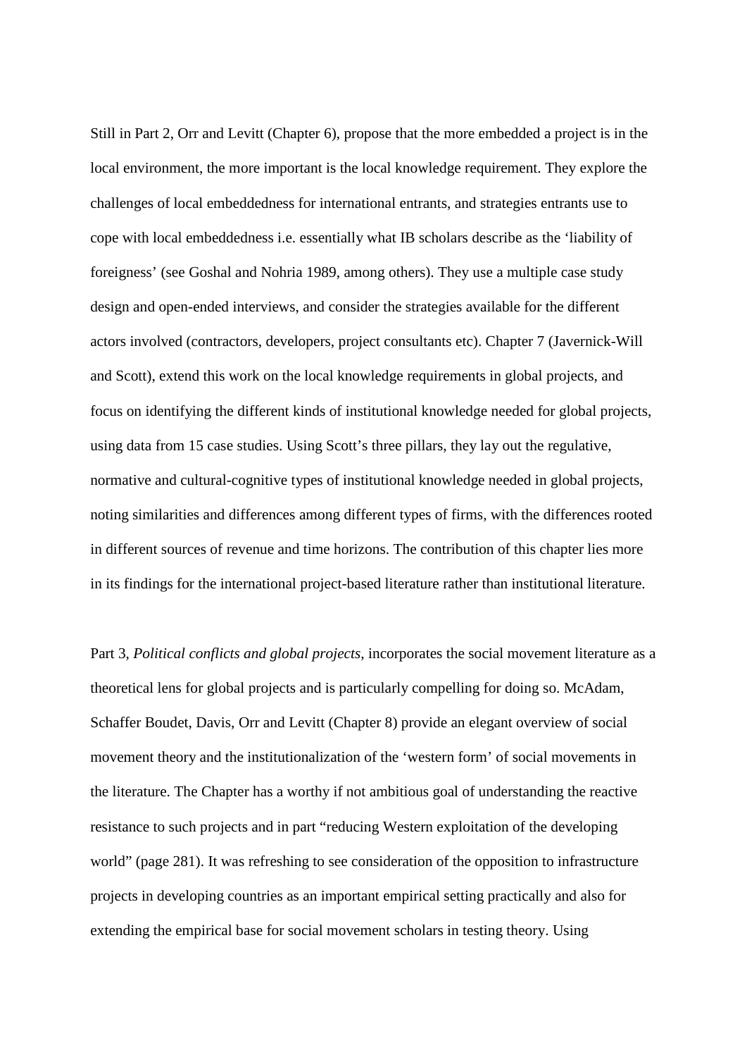Still in Part 2, Orr and Levitt (Chapter 6), propose that the more embedded a project is in the local environment, the more important is the local knowledge requirement. They explore the challenges of local embeddedness for international entrants, and strategies entrants use to cope with local embeddedness i.e. essentially what IB scholars describe as the 'liability of foreigness' (see Goshal and Nohria 1989, among others). They use a multiple case study design and open-ended interviews, and consider the strategies available for the different actors involved (contractors, developers, project consultants etc). Chapter 7 (Javernick-Will and Scott), extend this work on the local knowledge requirements in global projects, and focus on identifying the different kinds of institutional knowledge needed for global projects, using data from 15 case studies. Using Scott's three pillars, they lay out the regulative, normative and cultural-cognitive types of institutional knowledge needed in global projects, noting similarities and differences among different types of firms, with the differences rooted in different sources of revenue and time horizons. The contribution of this chapter lies more in its findings for the international project-based literature rather than institutional literature.

Part 3, *Political conflicts and global projects*, incorporates the social movement literature as a theoretical lens for global projects and is particularly compelling for doing so. McAdam, Schaffer Boudet, Davis, Orr and Levitt (Chapter 8) provide an elegant overview of social movement theory and the institutionalization of the 'western form' of social movements in the literature. The Chapter has a worthy if not ambitious goal of understanding the reactive resistance to such projects and in part "reducing Western exploitation of the developing world" (page 281). It was refreshing to see consideration of the opposition to infrastructure projects in developing countries as an important empirical setting practically and also for extending the empirical base for social movement scholars in testing theory. Using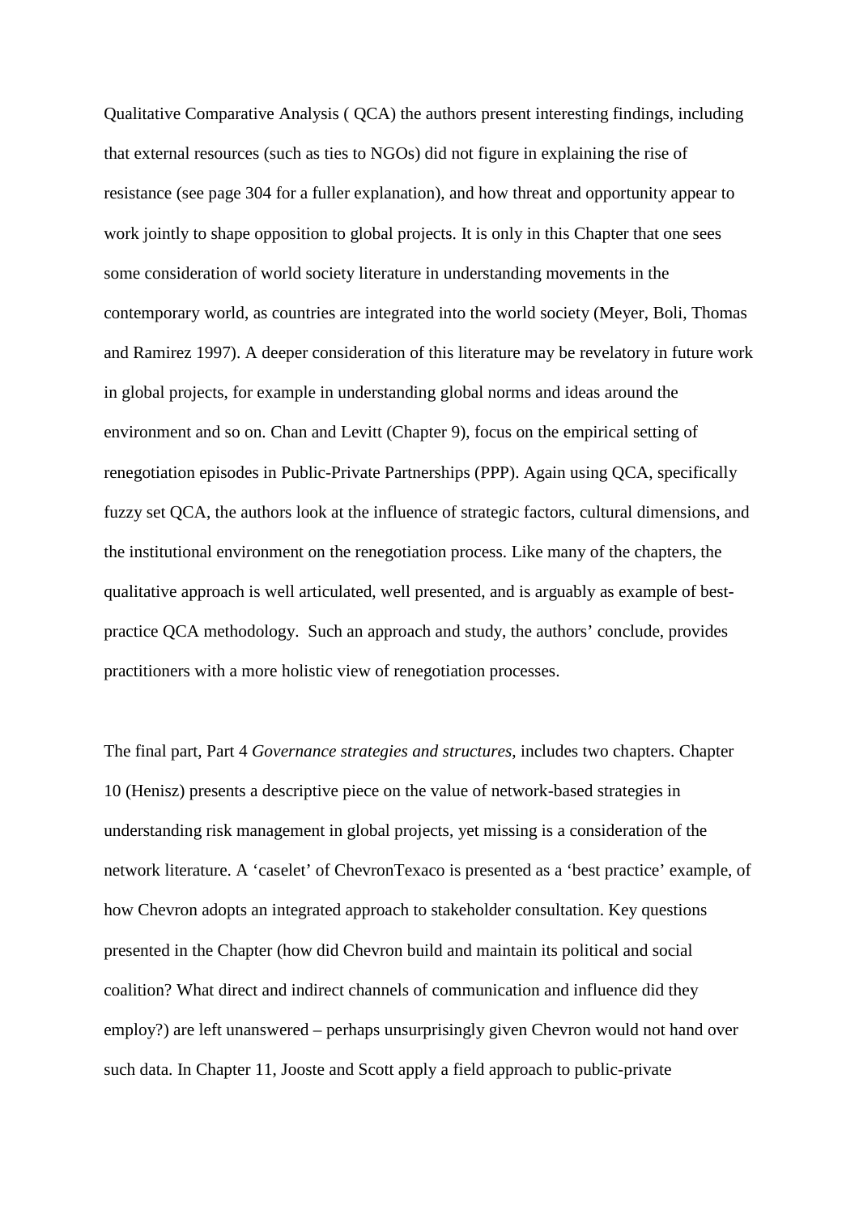Qualitative Comparative Analysis ( QCA) the authors present interesting findings, including that external resources (such as ties to NGOs) did not figure in explaining the rise of resistance (see page 304 for a fuller explanation), and how threat and opportunity appear to work jointly to shape opposition to global projects. It is only in this Chapter that one sees some consideration of world society literature in understanding movements in the contemporary world, as countries are integrated into the world society (Meyer, Boli, Thomas and Ramirez 1997). A deeper consideration of this literature may be revelatory in future work in global projects, for example in understanding global norms and ideas around the environment and so on. Chan and Levitt (Chapter 9), focus on the empirical setting of renegotiation episodes in Public-Private Partnerships (PPP). Again using QCA, specifically fuzzy set QCA, the authors look at the influence of strategic factors, cultural dimensions, and the institutional environment on the renegotiation process. Like many of the chapters, the qualitative approach is well articulated, well presented, and is arguably as example of best-practice QCA methodology.  Such an approach and study, the authors' conclude, provides practitioners with a more holistic view of renegotiation processes.

The final part, Part 4 *Governance strategies and structures*, includes two chapters. Chapter 10 (Henisz) presents a descriptive piece on the value of network-based strategies in understanding risk management in global projects, yet missing is a consideration of the network literature. A 'caselet' of ChevronTexaco is presented as a 'best practice' example, of how Chevron adopts an integrated approach to stakeholder consultation. Key questions presented in the Chapter (how did Chevron build and maintain its political and social coalition? What direct and indirect channels of communication and influence did they employ?) are left unanswered – perhaps unsurprisingly given Chevron would not hand over such data. In Chapter 11, Jooste and Scott apply a field approach to public-private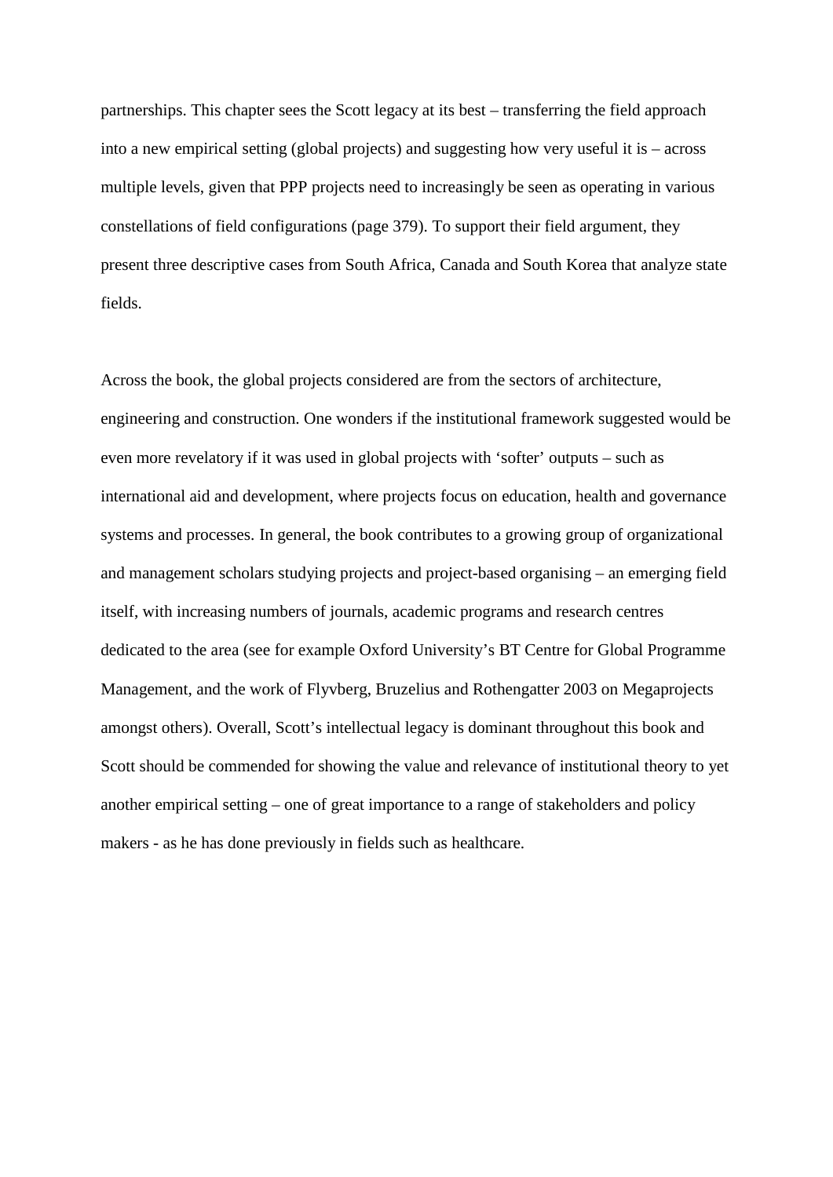partnerships. This chapter sees the Scott legacy at its best – transferring the field approach into a new empirical setting (global projects) and suggesting how very useful it is – across multiple levels, given that PPP projects need to increasingly be seen as operating in various constellations of field configurations (page 379). To support their field argument, they present three descriptive cases from South Africa, Canada and South Korea that analyze state fields.

Across the book, the global projects considered are from the sectors of architecture, engineering and construction. One wonders if the institutional framework suggested would be even more revelatory if it was used in global projects with 'softer' outputs – such as international aid and development, where projects focus on education, health and governance systems and processes. In general, the book contributes to a growing group of organizational and management scholars studying projects and project-based organising – an emerging field itself, with increasing numbers of journals, academic programs and research centres dedicated to the area (see for example Oxford University's BT Centre for Global Programme Management, and the work of Flyvberg, Bruzelius and Rothengatter 2003 on Megaprojects amongst others). Overall, Scott's intellectual legacy is dominant throughout this book and Scott should be commended for showing the value and relevance of institutional theory to yet another empirical setting – one of great importance to a range of stakeholders and policy makers - as he has done previously in fields such as healthcare.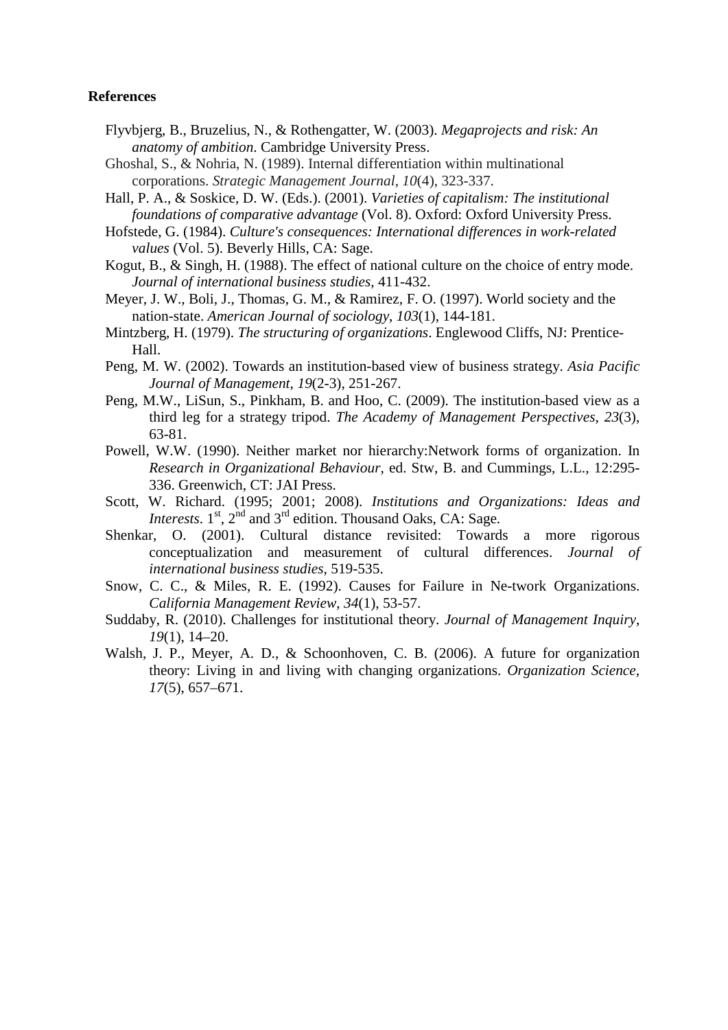**References**

Flyvbjerg, B., Bruzelius, N., & Rothengatter, W. (2003). *Megaprojects and risk: An anatomy of ambition*. Cambridge University Press.

Ghoshal, S., & Nohria, N. (1989). Internal differentiation within multinational corporations. *Strategic Management Journal*, *10*(4), 323-337.

Hall, P. A., & Soskice, D. W. (Eds.). (2001). *Varieties of capitalism: The institutional foundations of comparative advantage* (Vol. 8). Oxford: Oxford University Press.

Hofstede, G. (1984). *Culture's consequences: International differences in work-related values* (Vol. 5). Beverly Hills, CA: Sage.

Kogut, B., & Singh, H. (1988). The effect of national culture on the choice of entry mode. *Journal of international business studies*, 411-432.

Meyer, J. W., Boli, J., Thomas, G. M., & Ramirez, F. O. (1997). World society and the nation-state. *American Journal of sociology*, *103*(1), 144-181.

Mintzberg, H. (1979). *The structuring of organizations*. Englewood Cliffs, NJ: Prentice-Hall.

Peng, M. W. (2002). Towards an institution-based view of business strategy. *Asia Pacific Journal of Management*, *19*(2-3), 251-267.

Peng, M.W., LiSun, S., Pinkham, B. and Hoo, C. (2009). The institution-based view as a third leg for a strategy tripod. *The Academy of Management Perspectives*, *23*(3), 63-81.

Powell, W.W. (1990). Neither market nor hierarchy:Network forms of organization. In *Research in Organizational Behaviour*, ed. Stw, B. and Cummings, L.L., 12:295-336. Greenwich, CT: JAI Press.

Scott, W. Richard. (1995; 2001; 2008). *Institutions and Organizations: Ideas and Interests*. 1st, 2nd and 3rd edition. Thousand Oaks, CA: Sage.

Shenkar, O. (2001). Cultural distance revisited: Towards a more rigorous conceptualization and measurement of cultural differences. *Journal of international business studies*, 519-535.

Snow, C. C., & Miles, R. E. (1992). Causes for Failure in Ne-twork Organizations. *California Management Review*, *34*(1), 53-57.

Suddaby, R. (2010). Challenges for institutional theory. *Journal of Management Inquiry*, *19*(1), 14–20.

Walsh, J. P., Meyer, A. D., & Schoonhoven, C. B. (2006). A future for organization theory: Living in and living with changing organizations. *Organization Science*, *17*(5), 657–671.